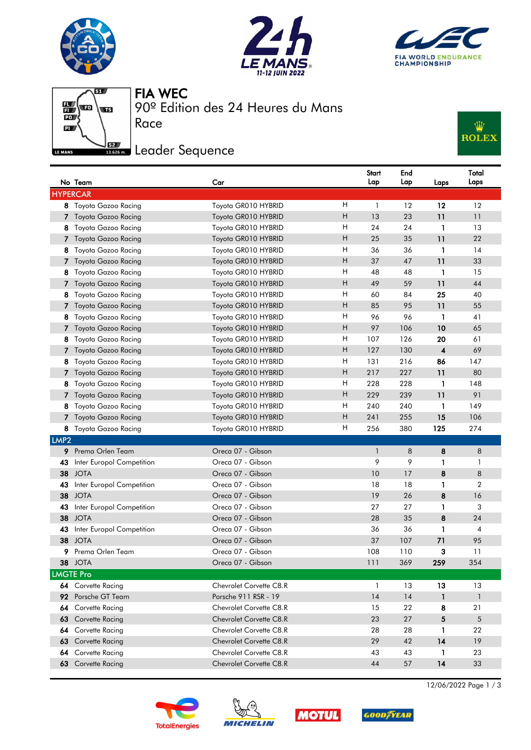# FIA WEC

## 90º Edition des 24 Heures du Mans

## Race

## Leader Sequence

| No | Team | Car | | Start Lap | End Lap | Laps | Total Laps |
|---|---|---|---|---|---|---|---|
| **HYPERCAR** | | | | | | | |
| **8** | Toyota Gazoo Racing | Toyota GR010 HYBRID | H | 1 | 12 | **12** | 12 |
| **7** | Toyota Gazoo Racing | Toyota GR010 HYBRID | H | 13 | 23 | **11** | 11 |
| **8** | Toyota Gazoo Racing | Toyota GR010 HYBRID | H | 24 | 24 | **1** | 13 |
| **7** | Toyota Gazoo Racing | Toyota GR010 HYBRID | H | 25 | 35 | **11** | 22 |
| **8** | Toyota Gazoo Racing | Toyota GR010 HYBRID | H | 36 | 36 | **1** | 14 |
| **7** | Toyota Gazoo Racing | Toyota GR010 HYBRID | H | 37 | 47 | **11** | 33 |
| **8** | Toyota Gazoo Racing | Toyota GR010 HYBRID | H | 48 | 48 | **1** | 15 |
| **7** | Toyota Gazoo Racing | Toyota GR010 HYBRID | H | 49 | 59 | **11** | 44 |
| **8** | Toyota Gazoo Racing | Toyota GR010 HYBRID | H | 60 | 84 | **25** | 40 |
| **7** | Toyota Gazoo Racing | Toyota GR010 HYBRID | H | 85 | 95 | **11** | 55 |
| **8** | Toyota Gazoo Racing | Toyota GR010 HYBRID | H | 96 | 96 | **1** | 41 |
| **7** | Toyota Gazoo Racing | Toyota GR010 HYBRID | H | 97 | 106 | **10** | 65 |
| **8** | Toyota Gazoo Racing | Toyota GR010 HYBRID | H | 107 | 126 | **20** | 61 |
| **7** | Toyota Gazoo Racing | Toyota GR010 HYBRID | H | 127 | 130 | **4** | 69 |
| **8** | Toyota Gazoo Racing | Toyota GR010 HYBRID | H | 131 | 216 | **86** | 147 |
| **7** | Toyota Gazoo Racing | Toyota GR010 HYBRID | H | 217 | 227 | **11** | 80 |
| **8** | Toyota Gazoo Racing | Toyota GR010 HYBRID | H | 228 | 228 | **1** | 148 |
| **7** | Toyota Gazoo Racing | Toyota GR010 HYBRID | H | 229 | 239 | **11** | 91 |
| **8** | Toyota Gazoo Racing | Toyota GR010 HYBRID | H | 240 | 240 | **1** | 149 |
| **7** | Toyota Gazoo Racing | Toyota GR010 HYBRID | H | 241 | 255 | **15** | 106 |
| **8** | Toyota Gazoo Racing | Toyota GR010 HYBRID | H | 256 | 380 | **125** | 274 |
| **LMP2** | | | | | | | |
| **9** | Prema Orlen Team | Oreca 07 - Gibson | | 1 | 8 | **8** | 8 |
| **43** | Inter Europol Competition | Oreca 07 - Gibson | | 9 | 9 | **1** | 1 |
| **38** | JOTA | Oreca 07 - Gibson | | 10 | 17 | **8** | 8 |
| **43** | Inter Europol Competition | Oreca 07 - Gibson | | 18 | 18 | **1** | 2 |
| **38** | JOTA | Oreca 07 - Gibson | | 19 | 26 | **8** | 16 |
| **43** | Inter Europol Competition | Oreca 07 - Gibson | | 27 | 27 | **1** | 3 |
| **38** | JOTA | Oreca 07 - Gibson | | 28 | 35 | **8** | 24 |
| **43** | Inter Europol Competition | Oreca 07 - Gibson | | 36 | 36 | **1** | 4 |
| **38** | JOTA | Oreca 07 - Gibson | | 37 | 107 | **71** | 95 |
| **9** | Prema Orlen Team | Oreca 07 - Gibson | | 108 | 110 | **3** | 11 |
| **38** | JOTA | Oreca 07 - Gibson | | 111 | 369 | **259** | 354 |
| **LMGTE Pro** | | | | | | | |
| **64** | Corvette Racing | Chevrolet Corvette C8.R | | 1 | 13 | **13** | 13 |
| **92** | Porsche GT Team | Porsche 911 RSR - 19 | | 14 | 14 | **1** | 1 |
| **64** | Corvette Racing | Chevrolet Corvette C8.R | | 15 | 22 | **8** | 21 |
| **63** | Corvette Racing | Chevrolet Corvette C8.R | | 23 | 27 | **5** | 5 |
| **64** | Corvette Racing | Chevrolet Corvette C8.R | | 28 | 28 | **1** | 22 |
| **63** | Corvette Racing | Chevrolet Corvette C8.R | | 29 | 42 | **14** | 19 |
| **64** | Corvette Racing | Chevrolet Corvette C8.R | | 43 | 43 | **1** | 23 |
| **63** | Corvette Racing | Chevrolet Corvette C8.R | | 44 | 57 | **14** | 33 |

12/06/2022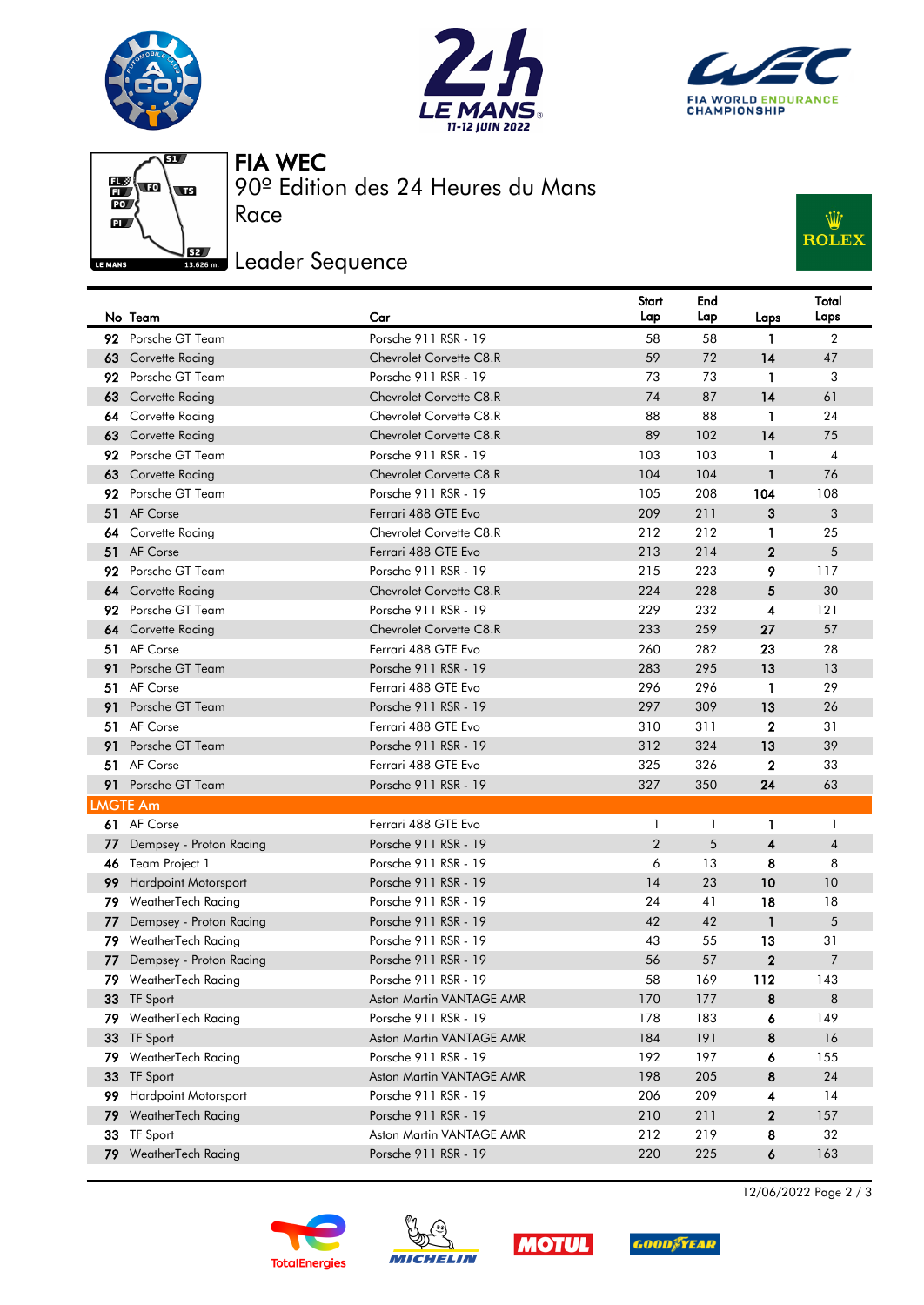# FIA WEC

90º Edition des 24 Heures du Mans

Race

## Leader Sequence

| No | Team | Car | Start Lap | End Lap | Laps | Total Laps |
|---|---|---|---|---|---|---|
| 92 | Porsche GT Team | Porsche 911 RSR - 19 | 58 | 58 | 1 | 2 |
| 63 | Corvette Racing | Chevrolet Corvette C8.R | 59 | 72 | 14 | 47 |
| 92 | Porsche GT Team | Porsche 911 RSR - 19 | 73 | 73 | 1 | 3 |
| 63 | Corvette Racing | Chevrolet Corvette C8.R | 74 | 87 | 14 | 61 |
| 64 | Corvette Racing | Chevrolet Corvette C8.R | 88 | 88 | 1 | 24 |
| 63 | Corvette Racing | Chevrolet Corvette C8.R | 89 | 102 | 14 | 75 |
| 92 | Porsche GT Team | Porsche 911 RSR - 19 | 103 | 103 | 1 | 4 |
| 63 | Corvette Racing | Chevrolet Corvette C8.R | 104 | 104 | 1 | 76 |
| 92 | Porsche GT Team | Porsche 911 RSR - 19 | 105 | 208 | 104 | 108 |
| 51 | AF Corse | Ferrari 488 GTE Evo | 209 | 211 | 3 | 3 |
| 64 | Corvette Racing | Chevrolet Corvette C8.R | 212 | 212 | 1 | 25 |
| 51 | AF Corse | Ferrari 488 GTE Evo | 213 | 214 | 2 | 5 |
| 92 | Porsche GT Team | Porsche 911 RSR - 19 | 215 | 223 | 9 | 117 |
| 64 | Corvette Racing | Chevrolet Corvette C8.R | 224 | 228 | 5 | 30 |
| 92 | Porsche GT Team | Porsche 911 RSR - 19 | 229 | 232 | 4 | 121 |
| 64 | Corvette Racing | Chevrolet Corvette C8.R | 233 | 259 | 27 | 57 |
| 51 | AF Corse | Ferrari 488 GTE Evo | 260 | 282 | 23 | 28 |
| 91 | Porsche GT Team | Porsche 911 RSR - 19 | 283 | 295 | 13 | 13 |
| 51 | AF Corse | Ferrari 488 GTE Evo | 296 | 296 | 1 | 29 |
| 91 | Porsche GT Team | Porsche 911 RSR - 19 | 297 | 309 | 13 | 26 |
| 51 | AF Corse | Ferrari 488 GTE Evo | 310 | 311 | 2 | 31 |
| 91 | Porsche GT Team | Porsche 911 RSR - 19 | 312 | 324 | 13 | 39 |
| 51 | AF Corse | Ferrari 488 GTE Evo | 325 | 326 | 2 | 33 |
| 91 | Porsche GT Team | Porsche 911 RSR - 19 | 327 | 350 | 24 | 63 |
| **LMGTE Am** | | | | | | |
| 61 | AF Corse | Ferrari 488 GTE Evo | 1 | 1 | 1 | 1 |
| 77 | Dempsey - Proton Racing | Porsche 911 RSR - 19 | 2 | 5 | 4 | 4 |
| 46 | Team Project 1 | Porsche 911 RSR - 19 | 6 | 13 | 8 | 8 |
| 99 | Hardpoint Motorsport | Porsche 911 RSR - 19 | 14 | 23 | 10 | 10 |
| 79 | WeatherTech Racing | Porsche 911 RSR - 19 | 24 | 41 | 18 | 18 |
| 77 | Dempsey - Proton Racing | Porsche 911 RSR - 19 | 42 | 42 | 1 | 5 |
| 79 | WeatherTech Racing | Porsche 911 RSR - 19 | 43 | 55 | 13 | 31 |
| 77 | Dempsey - Proton Racing | Porsche 911 RSR - 19 | 56 | 57 | 2 | 7 |
| 79 | WeatherTech Racing | Porsche 911 RSR - 19 | 58 | 169 | 112 | 143 |
| 33 | TF Sport | Aston Martin VANTAGE AMR | 170 | 177 | 8 | 8 |
| 79 | WeatherTech Racing | Porsche 911 RSR - 19 | 178 | 183 | 6 | 149 |
| 33 | TF Sport | Aston Martin VANTAGE AMR | 184 | 191 | 8 | 16 |
| 79 | WeatherTech Racing | Porsche 911 RSR - 19 | 192 | 197 | 6 | 155 |
| 33 | TF Sport | Aston Martin VANTAGE AMR | 198 | 205 | 8 | 24 |
| 99 | Hardpoint Motorsport | Porsche 911 RSR - 19 | 206 | 209 | 4 | 14 |
| 79 | WeatherTech Racing | Porsche 911 RSR - 19 | 210 | 211 | 2 | 157 |
| 33 | TF Sport | Aston Martin VANTAGE AMR | 212 | 219 | 8 | 32 |
| 79 | WeatherTech Racing | Porsche 911 RSR - 19 | 220 | 225 | 6 | 163 |

12/06/2022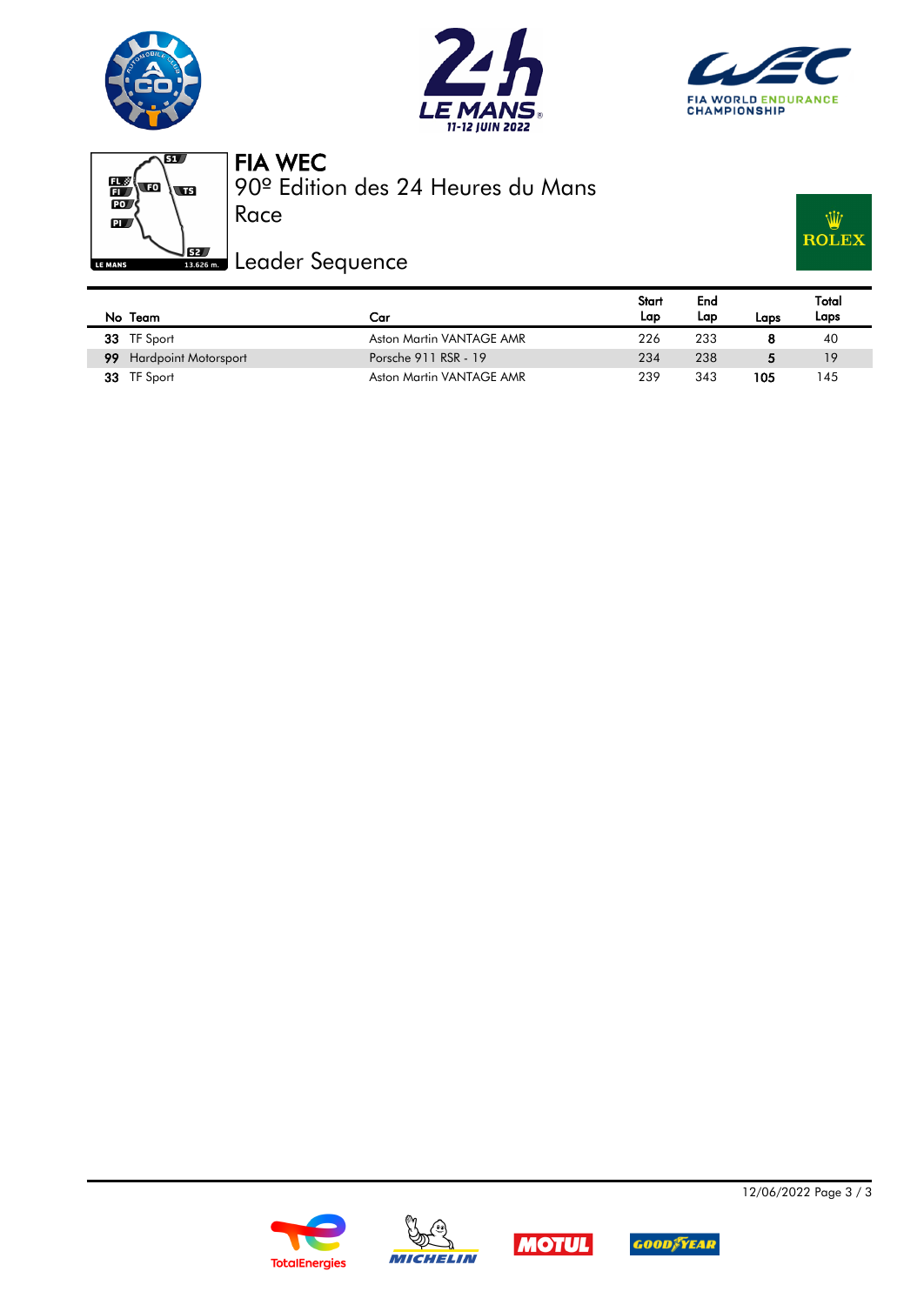# FIA WEC

90º Edition des 24 Heures du Mans

Race

## Leader Sequence

| No | Team | Car | Start Lap | End Lap | Laps | Total Laps |
|---|---|---|---|---|---|---|
| **33** | TF Sport | Aston Martin VANTAGE AMR | 226 | 233 | **8** | 40 |
| **99** | Hardpoint Motorsport | Porsche 911 RSR - 19 | 234 | 238 | **5** | 19 |
| **33** | TF Sport | Aston Martin VANTAGE AMR | 239 | 343 | **105** | 145 |

12/06/2022